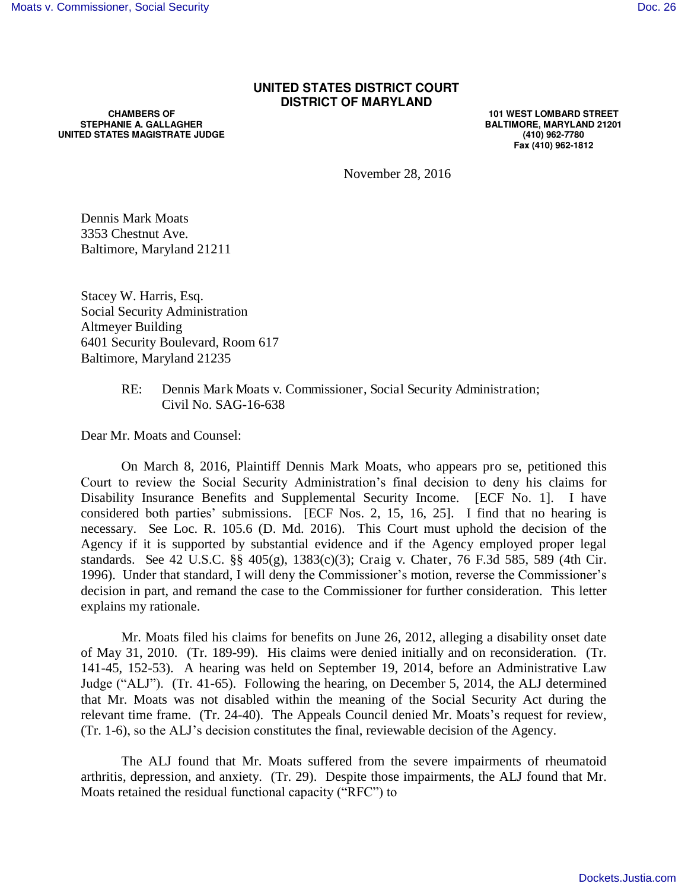**UNITED STATES DISTRICT COURT**
**DISTRICT OF MARYLAND**

**CHAMBERS OF**
**STEPHANIE A. GALLAGHER**
**UNITED STATES MAGISTRATE JUDGE**

**101 WEST LOMBARD STREET**
**BALTIMORE, MARYLAND 21201**
**(410) 962-7780**
**Fax (410) 962-1812**

November 28, 2016

Dennis Mark Moats
3353 Chestnut Ave.
Baltimore, Maryland 21211

Stacey W. Harris, Esq.
Social Security Administration
Altmeyer Building
6401 Security Boulevard, Room 617
Baltimore, Maryland 21235

RE: Dennis Mark Moats v. Commissioner, Social Security Administration;
Civil No. SAG-16-638

Dear Mr. Moats and Counsel:

On March 8, 2016, Plaintiff Dennis Mark Moats, who appears pro se, petitioned this Court to review the Social Security Administration's final decision to deny his claims for Disability Insurance Benefits and Supplemental Security Income. [ECF No. 1]. I have considered both parties' submissions. [ECF Nos. 2, 15, 16, 25]. I find that no hearing is necessary. See Loc. R. 105.6 (D. Md. 2016). This Court must uphold the decision of the Agency if it is supported by substantial evidence and if the Agency employed proper legal standards. See 42 U.S.C. §§ 405(g), 1383(c)(3); Craig v. Chater, 76 F.3d 585, 589 (4th Cir. 1996). Under that standard, I will deny the Commissioner's motion, reverse the Commissioner's decision in part, and remand the case to the Commissioner for further consideration. This letter explains my rationale.

Mr. Moats filed his claims for benefits on June 26, 2012, alleging a disability onset date of May 31, 2010. (Tr. 189-99). His claims were denied initially and on reconsideration. (Tr. 141-45, 152-53). A hearing was held on September 19, 2014, before an Administrative Law Judge ("ALJ"). (Tr. 41-65). Following the hearing, on December 5, 2014, the ALJ determined that Mr. Moats was not disabled within the meaning of the Social Security Act during the relevant time frame. (Tr. 24-40). The Appeals Council denied Mr. Moats's request for review, (Tr. 1-6), so the ALJ's decision constitutes the final, reviewable decision of the Agency.

The ALJ found that Mr. Moats suffered from the severe impairments of rheumatoid arthritis, depression, and anxiety. (Tr. 29). Despite those impairments, the ALJ found that Mr. Moats retained the residual functional capacity ("RFC") to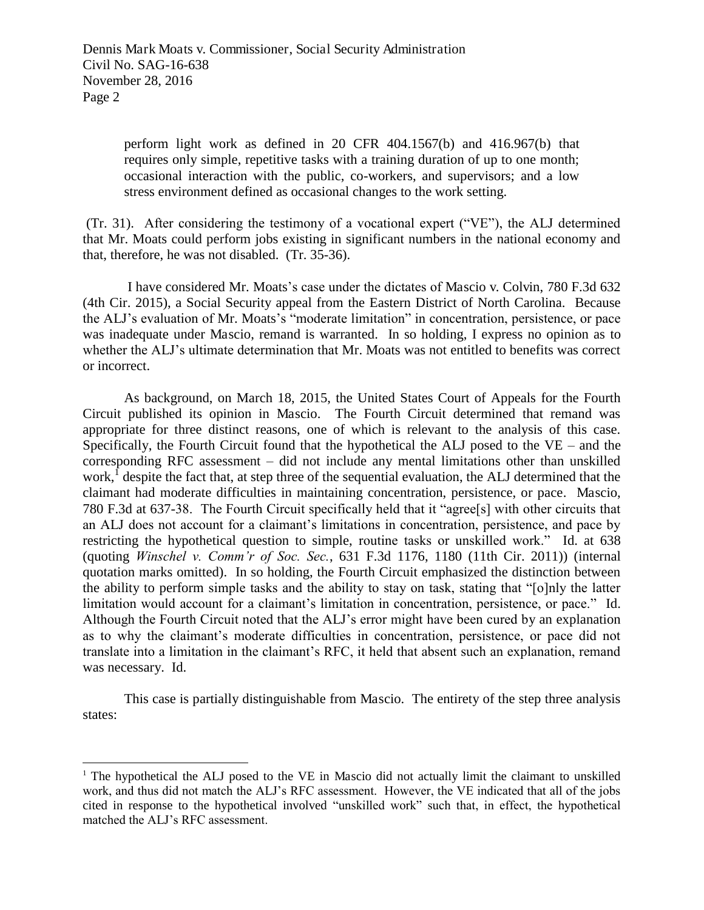> perform light work as defined in 20 CFR 404.1567(b) and 416.967(b) that requires only simple, repetitive tasks with a training duration of up to one month; occasional interaction with the public, co-workers, and supervisors; and a low stress environment defined as occasional changes to the work setting.

(Tr. 31). After considering the testimony of a vocational expert ("VE"), the ALJ determined that Mr. Moats could perform jobs existing in significant numbers in the national economy and that, therefore, he was not disabled. (Tr. 35-36).

I have considered Mr. Moats's case under the dictates of Mascio v. Colvin, 780 F.3d 632 (4th Cir. 2015), a Social Security appeal from the Eastern District of North Carolina. Because the ALJ's evaluation of Mr. Moats's "moderate limitation" in concentration, persistence, or pace was inadequate under Mascio, remand is warranted. In so holding, I express no opinion as to whether the ALJ's ultimate determination that Mr. Moats was not entitled to benefits was correct or incorrect.

As background, on March 18, 2015, the United States Court of Appeals for the Fourth Circuit published its opinion in Mascio. The Fourth Circuit determined that remand was appropriate for three distinct reasons, one of which is relevant to the analysis of this case. Specifically, the Fourth Circuit found that the hypothetical the ALJ posed to the VE – and the corresponding RFC assessment – did not include any mental limitations other than unskilled work,[1] despite the fact that, at step three of the sequential evaluation, the ALJ determined that the claimant had moderate difficulties in maintaining concentration, persistence, or pace. Mascio, 780 F.3d at 637-38. The Fourth Circuit specifically held that it "agree[s] with other circuits that an ALJ does not account for a claimant's limitations in concentration, persistence, and pace by restricting the hypothetical question to simple, routine tasks or unskilled work." Id. at 638 (quoting *Winschel v. Comm'r of Soc. Sec.*, 631 F.3d 1176, 1180 (11th Cir. 2011)) (internal quotation marks omitted). In so holding, the Fourth Circuit emphasized the distinction between the ability to perform simple tasks and the ability to stay on task, stating that "[o]nly the latter limitation would account for a claimant's limitation in concentration, persistence, or pace." Id. Although the Fourth Circuit noted that the ALJ's error might have been cured by an explanation as to why the claimant's moderate difficulties in concentration, persistence, or pace did not translate into a limitation in the claimant's RFC, it held that absent such an explanation, remand was necessary. Id.

This case is partially distinguishable from Mascio. The entirety of the step three analysis states:

---

[1] The hypothetical the ALJ posed to the VE in Mascio did not actually limit the claimant to unskilled work, and thus did not match the ALJ's RFC assessment. However, the VE indicated that all of the jobs cited in response to the hypothetical involved "unskilled work" such that, in effect, the hypothetical matched the ALJ's RFC assessment.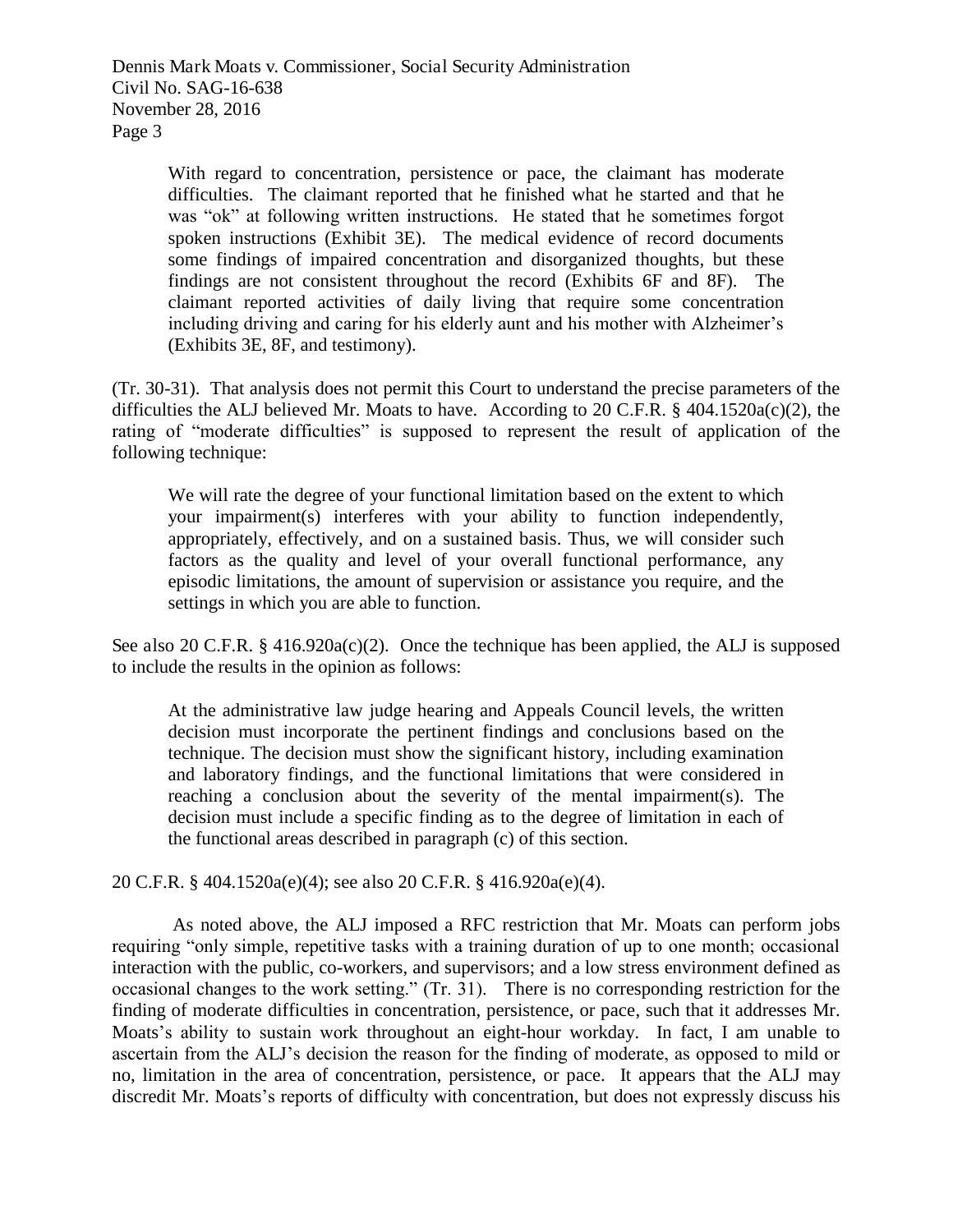> With regard to concentration, persistence or pace, the claimant has moderate difficulties. The claimant reported that he finished what he started and that he was "ok" at following written instructions. He stated that he sometimes forgot spoken instructions (Exhibit 3E). The medical evidence of record documents some findings of impaired concentration and disorganized thoughts, but these findings are not consistent throughout the record (Exhibits 6F and 8F). The claimant reported activities of daily living that require some concentration including driving and caring for his elderly aunt and his mother with Alzheimer's (Exhibits 3E, 8F, and testimony).

(Tr. 30-31). That analysis does not permit this Court to understand the precise parameters of the difficulties the ALJ believed Mr. Moats to have. According to 20 C.F.R. § 404.1520a(c)(2), the rating of "moderate difficulties" is supposed to represent the result of application of the following technique:

> We will rate the degree of your functional limitation based on the extent to which your impairment(s) interferes with your ability to function independently, appropriately, effectively, and on a sustained basis. Thus, we will consider such factors as the quality and level of your overall functional performance, any episodic limitations, the amount of supervision or assistance you require, and the settings in which you are able to function.

See also 20 C.F.R. § 416.920a(c)(2). Once the technique has been applied, the ALJ is supposed to include the results in the opinion as follows:

> At the administrative law judge hearing and Appeals Council levels, the written decision must incorporate the pertinent findings and conclusions based on the technique. The decision must show the significant history, including examination and laboratory findings, and the functional limitations that were considered in reaching a conclusion about the severity of the mental impairment(s). The decision must include a specific finding as to the degree of limitation in each of the functional areas described in paragraph (c) of this section.

20 C.F.R. § 404.1520a(e)(4); see also 20 C.F.R. § 416.920a(e)(4).

As noted above, the ALJ imposed a RFC restriction that Mr. Moats can perform jobs requiring "only simple, repetitive tasks with a training duration of up to one month; occasional interaction with the public, co-workers, and supervisors; and a low stress environment defined as occasional changes to the work setting." (Tr. 31). There is no corresponding restriction for the finding of moderate difficulties in concentration, persistence, or pace, such that it addresses Mr. Moats's ability to sustain work throughout an eight-hour workday. In fact, I am unable to ascertain from the ALJ's decision the reason for the finding of moderate, as opposed to mild or no, limitation in the area of concentration, persistence, or pace. It appears that the ALJ may discredit Mr. Moats's reports of difficulty with concentration, but does not expressly discuss his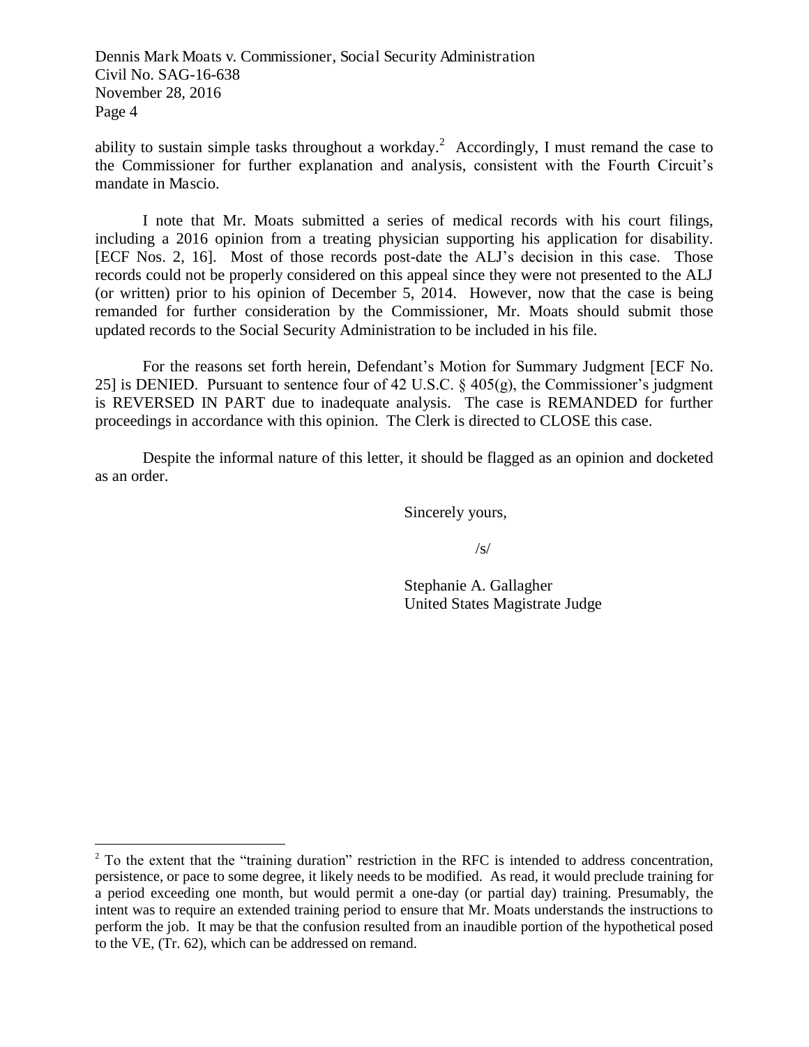ability to sustain simple tasks throughout a workday.[2] Accordingly, I must remand the case to the Commissioner for further explanation and analysis, consistent with the Fourth Circuit's mandate in Mascio.

I note that Mr. Moats submitted a series of medical records with his court filings, including a 2016 opinion from a treating physician supporting his application for disability. [ECF Nos. 2, 16]. Most of those records post-date the ALJ's decision in this case. Those records could not be properly considered on this appeal since they were not presented to the ALJ (or written) prior to his opinion of December 5, 2014. However, now that the case is being remanded for further consideration by the Commissioner, Mr. Moats should submit those updated records to the Social Security Administration to be included in his file.

For the reasons set forth herein, Defendant's Motion for Summary Judgment [ECF No. 25] is DENIED. Pursuant to sentence four of 42 U.S.C. § 405(g), the Commissioner's judgment is REVERSED IN PART due to inadequate analysis. The case is REMANDED for further proceedings in accordance with this opinion. The Clerk is directed to CLOSE this case.

Despite the informal nature of this letter, it should be flagged as an opinion and docketed as an order.

Sincerely yours,

/s/

Stephanie A. Gallagher
United States Magistrate Judge

---

[2] To the extent that the "training duration" restriction in the RFC is intended to address concentration, persistence, or pace to some degree, it likely needs to be modified. As read, it would preclude training for a period exceeding one month, but would permit a one-day (or partial day) training. Presumably, the intent was to require an extended training period to ensure that Mr. Moats understands the instructions to perform the job. It may be that the confusion resulted from an inaudible portion of the hypothetical posed to the VE, (Tr. 62), which can be addressed on remand.